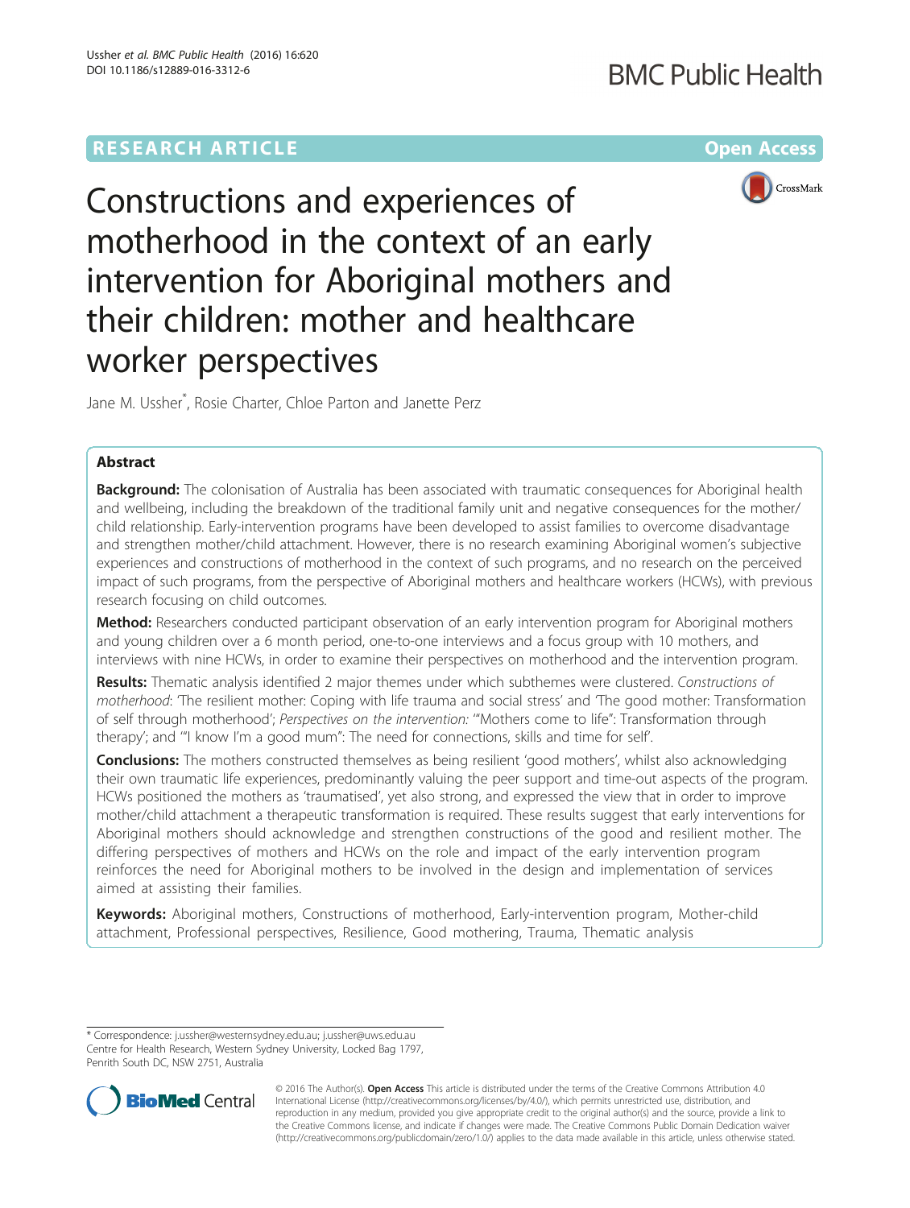**RESEARCH ARTICLE** **Open Access**

# Constructions and experiences of motherhood in the context of an early intervention for Aboriginal mothers and their children: mother and healthcare worker perspectives

Jane M. Ussher*, Rosie Charter, Chloe Parton and Janette Perz

## Abstract

**Background:** The colonisation of Australia has been associated with traumatic consequences for Aboriginal health and wellbeing, including the breakdown of the traditional family unit and negative consequences for the mother/child relationship. Early-intervention programs have been developed to assist families to overcome disadvantage and strengthen mother/child attachment. However, there is no research examining Aboriginal women's subjective experiences and constructions of motherhood in the context of such programs, and no research on the perceived impact of such programs, from the perspective of Aboriginal mothers and healthcare workers (HCWs), with previous research focusing on child outcomes.

**Method:** Researchers conducted participant observation of an early intervention program for Aboriginal mothers and young children over a 6 month period, one-to-one interviews and a focus group with 10 mothers, and interviews with nine HCWs, in order to examine their perspectives on motherhood and the intervention program.

**Results:** Thematic analysis identified 2 major themes under which subthemes were clustered. *Constructions of motherhood*: 'The resilient mother: Coping with life trauma and social stress' and 'The good mother: Transformation of self through motherhood'; *Perspectives on the intervention:* '"Mothers come to life": Transformation through therapy'; and '"I know I'm a good mum": The need for connections, skills and time for self'.

**Conclusions:** The mothers constructed themselves as being resilient 'good mothers', whilst also acknowledging their own traumatic life experiences, predominantly valuing the peer support and time-out aspects of the program. HCWs positioned the mothers as 'traumatised', yet also strong, and expressed the view that in order to improve mother/child attachment a therapeutic transformation is required. These results suggest that early interventions for Aboriginal mothers should acknowledge and strengthen constructions of the good and resilient mother. The differing perspectives of mothers and HCWs on the role and impact of the early intervention program reinforces the need for Aboriginal mothers to be involved in the design and implementation of services aimed at assisting their families.

**Keywords:** Aboriginal mothers, Constructions of motherhood, Early-intervention program, Mother-child attachment, Professional perspectives, Resilience, Good mothering, Trauma, Thematic analysis

---

\* Correspondence: j.ussher@westernsydney.edu.au; j.ussher@uws.edu.au
Centre for Health Research, Western Sydney University, Locked Bag 1797, Penrith South DC, NSW 2751, Australia

© 2016 The Author(s). **Open Access** This article is distributed under the terms of the Creative Commons Attribution 4.0 International License (http://creativecommons.org/licenses/by/4.0/), which permits unrestricted use, distribution, and reproduction in any medium, provided you give appropriate credit to the original author(s) and the source, provide a link to the Creative Commons license, and indicate if changes were made. The Creative Commons Public Domain Dedication waiver (http://creativecommons.org/publicdomain/zero/1.0/) applies to the data made available in this article, unless otherwise stated.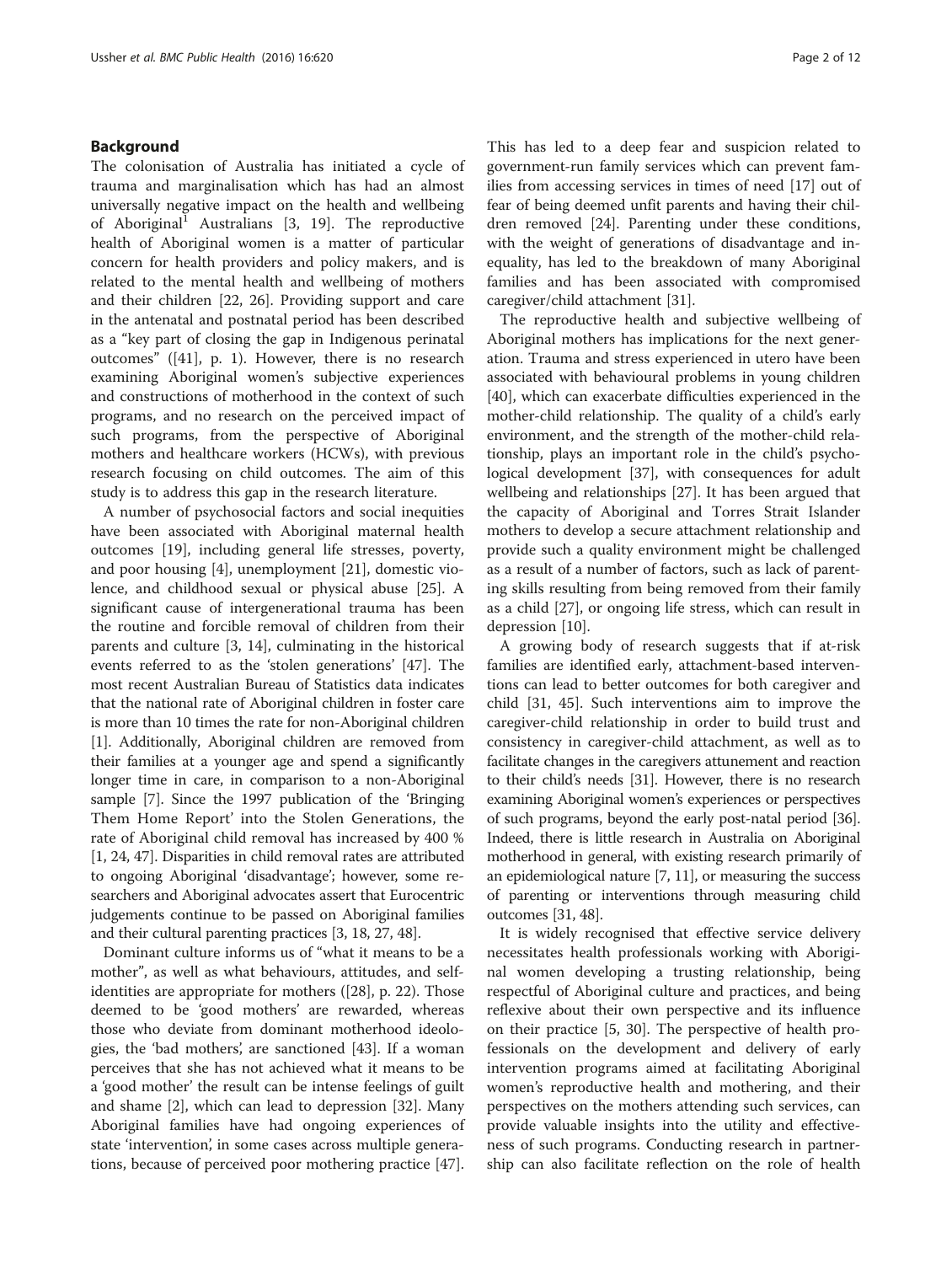## Background

The colonisation of Australia has initiated a cycle of trauma and marginalisation which has had an almost universally negative impact on the health and wellbeing of Aboriginal[1] Australians [3, 19]. The reproductive health of Aboriginal women is a matter of particular concern for health providers and policy makers, and is related to the mental health and wellbeing of mothers and their children [22, 26]. Providing support and care in the antenatal and postnatal period has been described as a "key part of closing the gap in Indigenous perinatal outcomes" ([41], p. 1). However, there is no research examining Aboriginal women's subjective experiences and constructions of motherhood in the context of such programs, and no research on the perceived impact of such programs, from the perspective of Aboriginal mothers and healthcare workers (HCWs), with previous research focusing on child outcomes. The aim of this study is to address this gap in the research literature.

A number of psychosocial factors and social inequities have been associated with Aboriginal maternal health outcomes [19], including general life stresses, poverty, and poor housing [4], unemployment [21], domestic violence, and childhood sexual or physical abuse [25]. A significant cause of intergenerational trauma has been the routine and forcible removal of children from their parents and culture [3, 14], culminating in the historical events referred to as the 'stolen generations' [47]. The most recent Australian Bureau of Statistics data indicates that the national rate of Aboriginal children in foster care is more than 10 times the rate for non-Aboriginal children [1]. Additionally, Aboriginal children are removed from their families at a younger age and spend a significantly longer time in care, in comparison to a non-Aboriginal sample [7]. Since the 1997 publication of the 'Bringing Them Home Report' into the Stolen Generations, the rate of Aboriginal child removal has increased by 400 % [1, 24, 47]. Disparities in child removal rates are attributed to ongoing Aboriginal 'disadvantage'; however, some researchers and Aboriginal advocates assert that Eurocentric judgements continue to be passed on Aboriginal families and their cultural parenting practices [3, 18, 27, 48].

Dominant culture informs us of "what it means to be a mother", as well as what behaviours, attitudes, and self-identities are appropriate for mothers ([28], p. 22). Those deemed to be 'good mothers' are rewarded, whereas those who deviate from dominant motherhood ideologies, the 'bad mothers', are sanctioned [43]. If a woman perceives that she has not achieved what it means to be a 'good mother' the result can be intense feelings of guilt and shame [2], which can lead to depression [32]. Many Aboriginal families have had ongoing experiences of state 'intervention', in some cases across multiple generations, because of perceived poor mothering practice [47]. This has led to a deep fear and suspicion related to government-run family services which can prevent families from accessing services in times of need [17] out of fear of being deemed unfit parents and having their children removed [24]. Parenting under these conditions, with the weight of generations of disadvantage and inequality, has led to the breakdown of many Aboriginal families and has been associated with compromised caregiver/child attachment [31].

The reproductive health and subjective wellbeing of Aboriginal mothers has implications for the next generation. Trauma and stress experienced in utero have been associated with behavioural problems in young children [40], which can exacerbate difficulties experienced in the mother-child relationship. The quality of a child's early environment, and the strength of the mother-child relationship, plays an important role in the child's psychological development [37], with consequences for adult wellbeing and relationships [27]. It has been argued that the capacity of Aboriginal and Torres Strait Islander mothers to develop a secure attachment relationship and provide such a quality environment might be challenged as a result of a number of factors, such as lack of parenting skills resulting from being removed from their family as a child [27], or ongoing life stress, which can result in depression [10].

A growing body of research suggests that if at-risk families are identified early, attachment-based interventions can lead to better outcomes for both caregiver and child [31, 45]. Such interventions aim to improve the caregiver-child relationship in order to build trust and consistency in caregiver-child attachment, as well as to facilitate changes in the caregivers attunement and reaction to their child's needs [31]. However, there is no research examining Aboriginal women's experiences or perspectives of such programs, beyond the early post-natal period [36]. Indeed, there is little research in Australia on Aboriginal motherhood in general, with existing research primarily of an epidemiological nature [7, 11], or measuring the success of parenting or interventions through measuring child outcomes [31, 48].

It is widely recognised that effective service delivery necessitates health professionals working with Aboriginal women developing a trusting relationship, being respectful of Aboriginal culture and practices, and being reflexive about their own perspective and its influence on their practice [5, 30]. The perspective of health professionals on the development and delivery of early intervention programs aimed at facilitating Aboriginal women's reproductive health and mothering, and their perspectives on the mothers attending such services, can provide valuable insights into the utility and effectiveness of such programs. Conducting research in partnership can also facilitate reflection on the role of health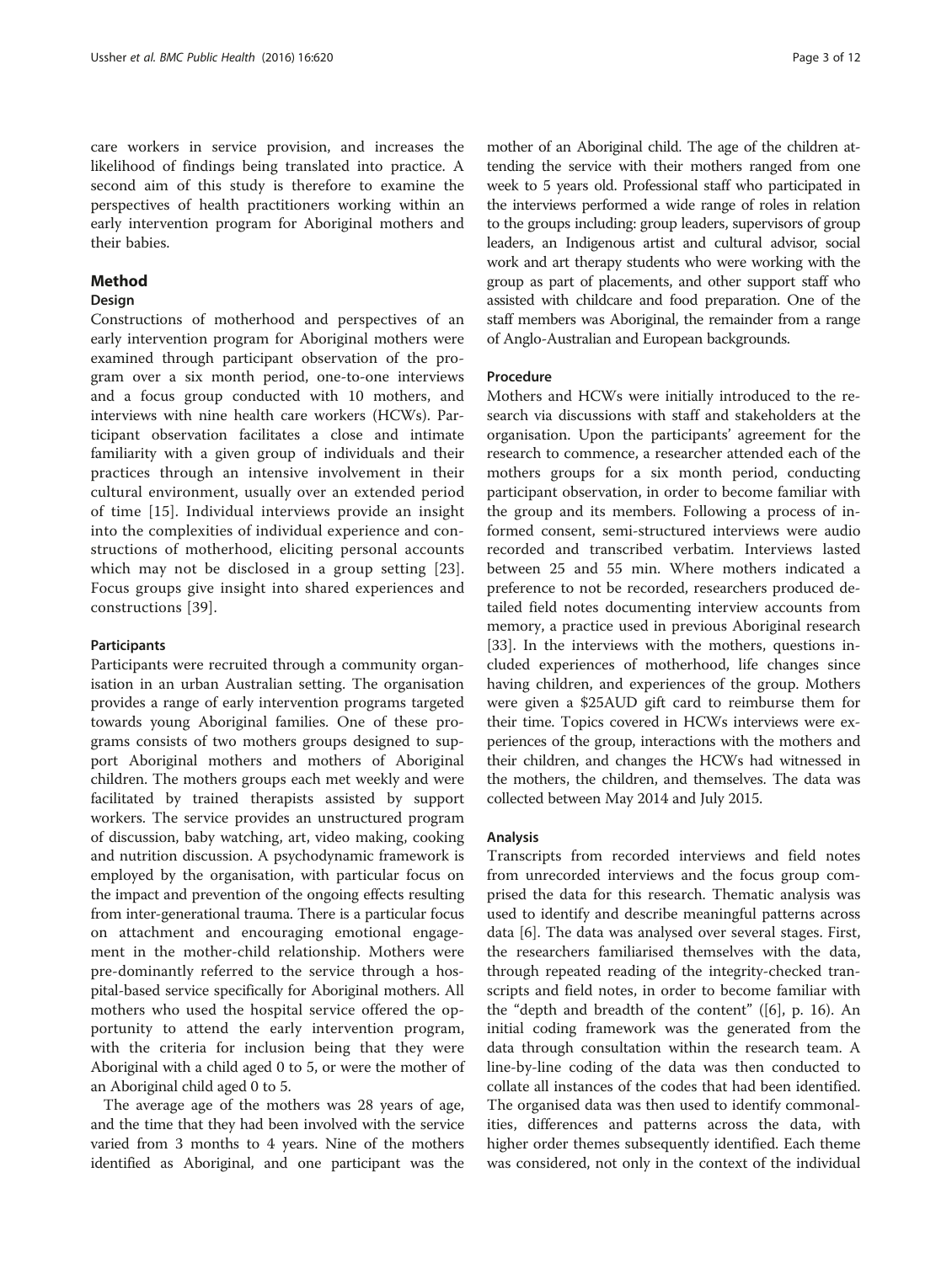care workers in service provision, and increases the likelihood of findings being translated into practice. A second aim of this study is therefore to examine the perspectives of health practitioners working within an early intervention program for Aboriginal mothers and their babies.

## Method

### Design

Constructions of motherhood and perspectives of an early intervention program for Aboriginal mothers were examined through participant observation of the program over a six month period, one-to-one interviews and a focus group conducted with 10 mothers, and interviews with nine health care workers (HCWs). Participant observation facilitates a close and intimate familiarity with a given group of individuals and their practices through an intensive involvement in their cultural environment, usually over an extended period of time [15]. Individual interviews provide an insight into the complexities of individual experience and constructions of motherhood, eliciting personal accounts which may not be disclosed in a group setting [23]. Focus groups give insight into shared experiences and constructions [39].

#### Participants

Participants were recruited through a community organisation in an urban Australian setting. The organisation provides a range of early intervention programs targeted towards young Aboriginal families. One of these programs consists of two mothers groups designed to support Aboriginal mothers and mothers of Aboriginal children. The mothers groups each met weekly and were facilitated by trained therapists assisted by support workers. The service provides an unstructured program of discussion, baby watching, art, video making, cooking and nutrition discussion. A psychodynamic framework is employed by the organisation, with particular focus on the impact and prevention of the ongoing effects resulting from inter-generational trauma. There is a particular focus on attachment and encouraging emotional engagement in the mother-child relationship. Mothers were pre-dominantly referred to the service through a hospital-based service specifically for Aboriginal mothers. All mothers who used the hospital service offered the opportunity to attend the early intervention program, with the criteria for inclusion being that they were Aboriginal with a child aged 0 to 5, or were the mother of an Aboriginal child aged 0 to 5.

The average age of the mothers was 28 years of age, and the time that they had been involved with the service varied from 3 months to 4 years. Nine of the mothers identified as Aboriginal, and one participant was the mother of an Aboriginal child. The age of the children attending the service with their mothers ranged from one week to 5 years old. Professional staff who participated in the interviews performed a wide range of roles in relation to the groups including: group leaders, supervisors of group leaders, an Indigenous artist and cultural advisor, social work and art therapy students who were working with the group as part of placements, and other support staff who assisted with childcare and food preparation. One of the staff members was Aboriginal, the remainder from a range of Anglo-Australian and European backgrounds.

#### Procedure

Mothers and HCWs were initially introduced to the research via discussions with staff and stakeholders at the organisation. Upon the participants' agreement for the research to commence, a researcher attended each of the mothers groups for a six month period, conducting participant observation, in order to become familiar with the group and its members. Following a process of informed consent, semi-structured interviews were audio recorded and transcribed verbatim. Interviews lasted between 25 and 55 min. Where mothers indicated a preference to not be recorded, researchers produced detailed field notes documenting interview accounts from memory, a practice used in previous Aboriginal research [33]. In the interviews with the mothers, questions included experiences of motherhood, life changes since having children, and experiences of the group. Mothers were given a $25AUD gift card to reimburse them for their time. Topics covered in HCWs interviews were experiences of the group, interactions with the mothers and their children, and changes the HCWs had witnessed in the mothers, the children, and themselves. The data was collected between May 2014 and July 2015.

#### Analysis

Transcripts from recorded interviews and field notes from unrecorded interviews and the focus group comprised the data for this research. Thematic analysis was used to identify and describe meaningful patterns across data [6]. The data was analysed over several stages. First, the researchers familiarised themselves with the data, through repeated reading of the integrity-checked transcripts and field notes, in order to become familiar with the "depth and breadth of the content" ([6], p. 16). An initial coding framework was the generated from the data through consultation within the research team. A line-by-line coding of the data was then conducted to collate all instances of the codes that had been identified. The organised data was then used to identify commonalities, differences and patterns across the data, with higher order themes subsequently identified. Each theme was considered, not only in the context of the individual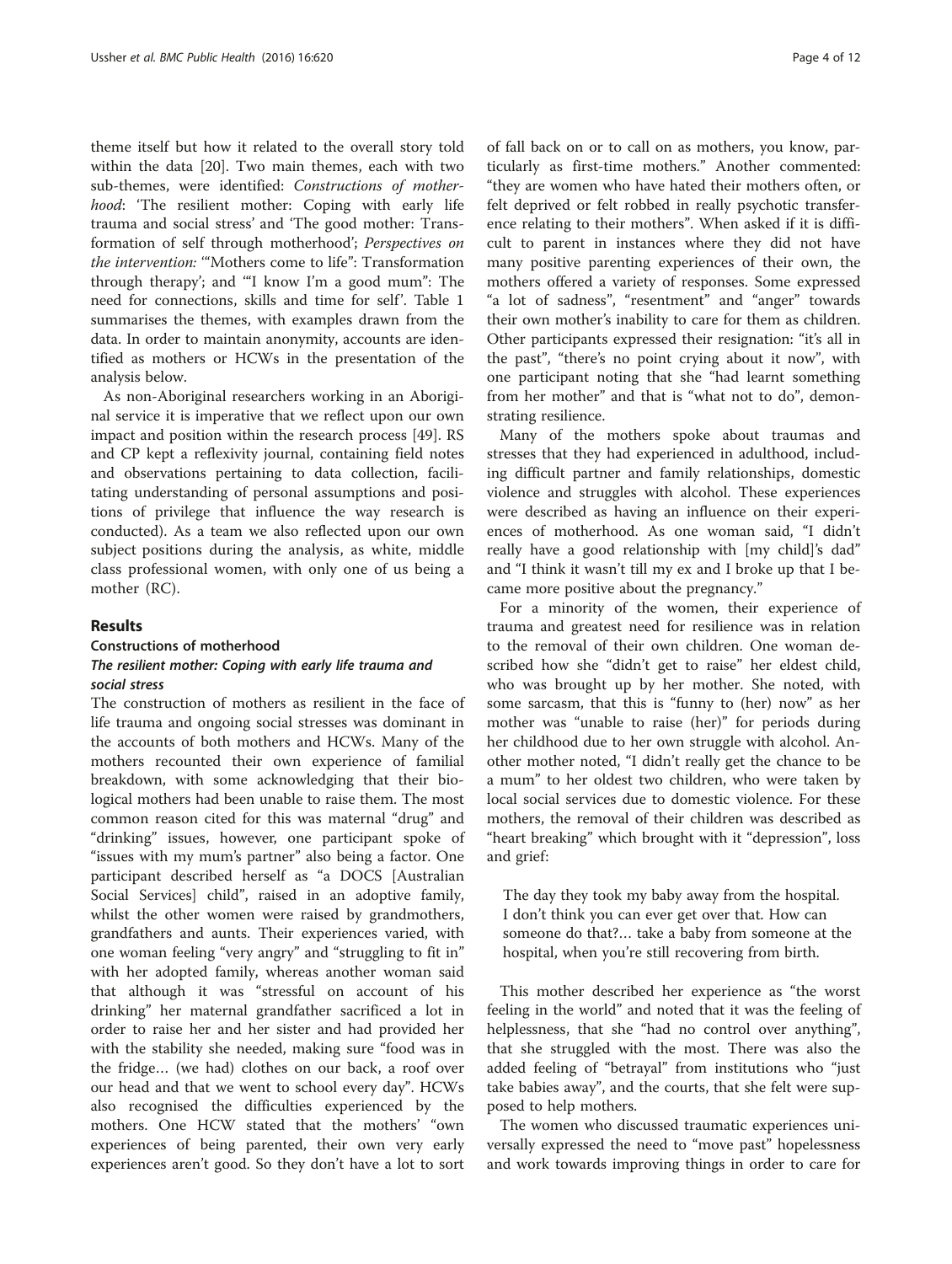theme itself but how it related to the overall story told within the data [20]. Two main themes, each with two sub-themes, were identified: *Constructions of motherhood*: 'The resilient mother: Coping with early life trauma and social stress' and 'The good mother: Transformation of self through motherhood'; *Perspectives on the intervention:* '"Mothers come to life": Transformation through therapy'; and '"I know I'm a good mum": The need for connections, skills and time for self'. Table 1 summarises the themes, with examples drawn from the data. In order to maintain anonymity, accounts are identified as mothers or HCWs in the presentation of the analysis below.

As non-Aboriginal researchers working in an Aboriginal service it is imperative that we reflect upon our own impact and position within the research process [49]. RS and CP kept a reflexivity journal, containing field notes and observations pertaining to data collection, facilitating understanding of personal assumptions and positions of privilege that influence the way research is conducted). As a team we also reflected upon our own subject positions during the analysis, as white, middle class professional women, with only one of us being a mother (RC).

## Results

### Constructions of motherhood

#### *The resilient mother: Coping with early life trauma and social stress*

The construction of mothers as resilient in the face of life trauma and ongoing social stresses was dominant in the accounts of both mothers and HCWs. Many of the mothers recounted their own experience of familial breakdown, with some acknowledging that their biological mothers had been unable to raise them. The most common reason cited for this was maternal "drug" and "drinking" issues, however, one participant spoke of "issues with my mum's partner" also being a factor. One participant described herself as "a DOCS [Australian Social Services] child", raised in an adoptive family, whilst the other women were raised by grandmothers, grandfathers and aunts. Their experiences varied, with one woman feeling "very angry" and "struggling to fit in" with her adopted family, whereas another woman said that although it was "stressful on account of his drinking" her maternal grandfather sacrificed a lot in order to raise her and her sister and had provided her with the stability she needed, making sure "food was in the fridge… (we had) clothes on our back, a roof over our head and that we went to school every day". HCWs also recognised the difficulties experienced by the mothers. One HCW stated that the mothers' "own experiences of being parented, their own very early experiences aren't good. So they don't have a lot to sort of fall back on or to call on as mothers, you know, particularly as first-time mothers." Another commented: "they are women who have hated their mothers often, or felt deprived or felt robbed in really psychotic transference relating to their mothers". When asked if it is difficult to parent in instances where they did not have many positive parenting experiences of their own, the mothers offered a variety of responses. Some expressed "a lot of sadness", "resentment" and "anger" towards their own mother's inability to care for them as children. Other participants expressed their resignation: "it's all in the past", "there's no point crying about it now", with one participant noting that she "had learnt something from her mother" and that is "what not to do", demonstrating resilience.

Many of the mothers spoke about traumas and stresses that they had experienced in adulthood, including difficult partner and family relationships, domestic violence and struggles with alcohol. These experiences were described as having an influence on their experiences of motherhood. As one woman said, "I didn't really have a good relationship with [my child]'s dad" and "I think it wasn't till my ex and I broke up that I became more positive about the pregnancy."

For a minority of the women, their experience of trauma and greatest need for resilience was in relation to the removal of their own children. One woman described how she "didn't get to raise" her eldest child, who was brought up by her mother. She noted, with some sarcasm, that this is "funny to (her) now" as her mother was "unable to raise (her)" for periods during her childhood due to her own struggle with alcohol. Another mother noted, "I didn't really get the chance to be a mum" to her oldest two children, who were taken by local social services due to domestic violence. For these mothers, the removal of their children was described as "heart breaking" which brought with it "depression", loss and grief:

> The day they took my baby away from the hospital. I don't think you can ever get over that. How can someone do that?… take a baby from someone at the hospital, when you're still recovering from birth.

This mother described her experience as "the worst feeling in the world" and noted that it was the feeling of helplessness, that she "had no control over anything", that she struggled with the most. There was also the added feeling of "betrayal" from institutions who "just take babies away", and the courts, that she felt were supposed to help mothers.

The women who discussed traumatic experiences universally expressed the need to "move past" hopelessness and work towards improving things in order to care for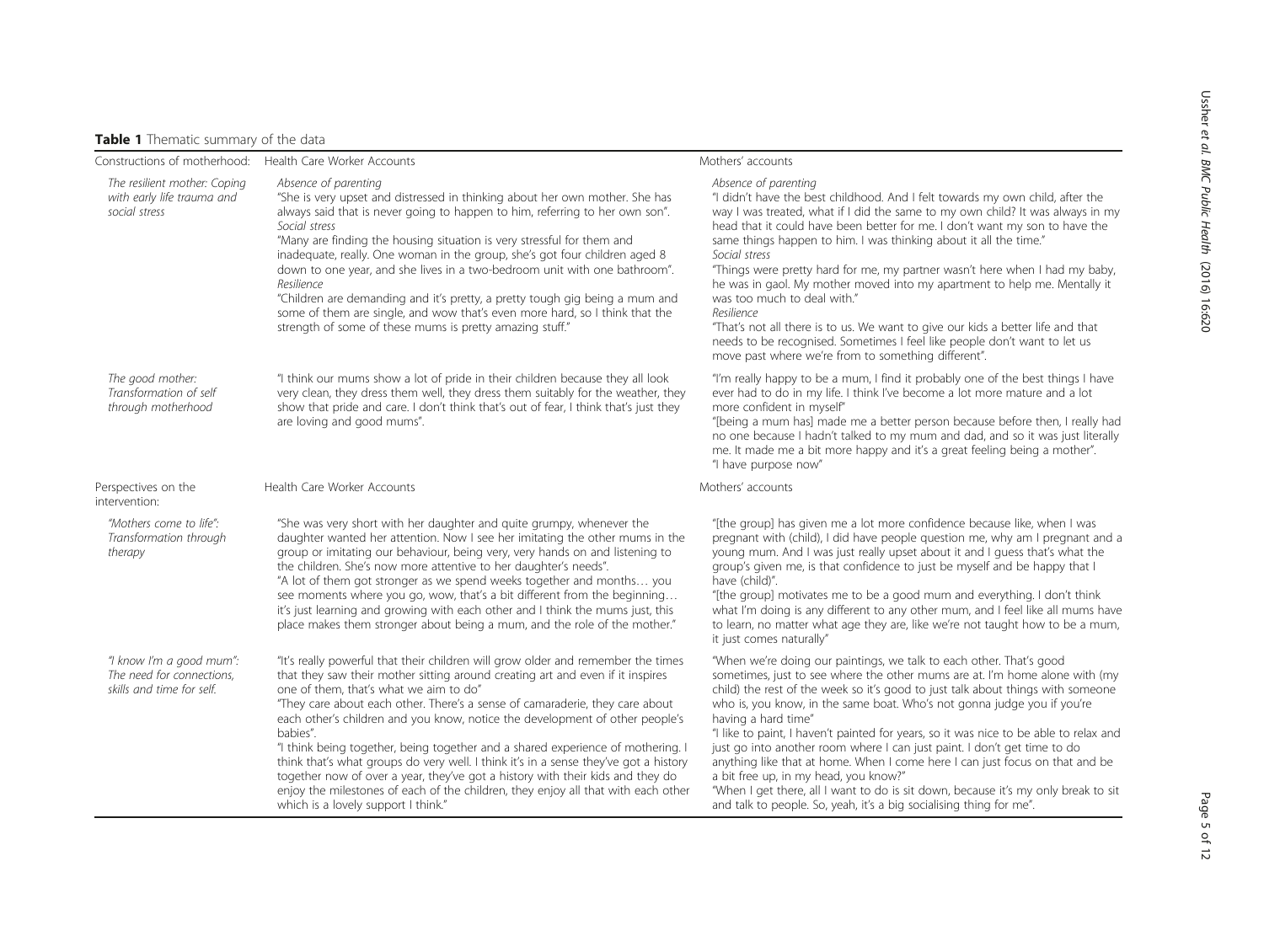**Table 1** Thematic summary of the data

| Constructions of motherhood: | Health Care Worker Accounts | Mothers' accounts |
| --- | --- | --- |
| *The resilient mother: Coping with early life trauma and social stress* | *Absence of parenting*<br>"She is very upset and distressed in thinking about her own mother. She has always said that is never going to happen to him, referring to her own son".<br>*Social stress*<br>"Many are finding the housing situation is very stressful for them and inadequate, really. One woman in the group, she's got four children aged 8 down to one year, and she lives in a two-bedroom unit with one bathroom".<br>*Resilience*<br>"Children are demanding and it's pretty, a pretty tough gig being a mum and some of them are single, and wow that's even more hard, so I think that the strength of some of these mums is pretty amazing stuff." | *Absence of parenting*<br>"I didn't have the best childhood. And I felt towards my own child, after the way I was treated, what if I did the same to my own child? It was always in my head that it could have been better for me. I don't want my son to have the same things happen to him. I was thinking about it all the time."<br>*Social stress*<br>"Things were pretty hard for me, my partner wasn't here when I had my baby, he was in gaol. My mother moved into my apartment to help me. Mentally it was too much to deal with."<br>*Resilience*<br>"That's not all there is to us. We want to give our kids a better life and that needs to be recognised. Sometimes I feel like people don't want to let us move past where we're from to something different". |
| *The good mother: Transformation of self through motherhood* | "I think our mums show a lot of pride in their children because they all look very clean, they dress them well, they dress them suitably for the weather, they show that pride and care. I don't think that's out of fear, I think that's just they are loving and good mums". | "I'm really happy to be a mum, I find it probably one of the best things I have ever had to do in my life. I think I've become a lot more mature and a lot more confident in myself"<br>"[being a mum has] made me a better person because before then, I really had no one because I hadn't talked to my mum and dad, and so it was just literally me. It made me a bit more happy and it's a great feeling being a mother".<br>"I have purpose now" |
| Perspectives on the intervention: | Health Care Worker Accounts | Mothers' accounts |
| *"Mothers come to life": Transformation through therapy* | "She was very short with her daughter and quite grumpy, whenever the daughter wanted her attention. Now I see her imitating the other mums in the group or imitating our behaviour, being very, very hands on and listening to the children. She's now more attentive to her daughter's needs".<br>"A lot of them got stronger as we spend weeks together and months… you see moments where you go, wow, that's a bit different from the beginning… it's just learning and growing with each other and I think the mums just, this place makes them stronger about being a mum, and the role of the mother." | "[the group] has given me a lot more confidence because like, when I was pregnant with (child), I did have people question me, why am I pregnant and a young mum. And I was just really upset about it and I guess that's what the group's given me, is that confidence to just be myself and be happy that I have (child)".<br>"[the group] motivates me to be a good mum and everything. I don't think what I'm doing is any different to any other mum, and I feel like all mums have to learn, no matter what age they are, like we're not taught how to be a mum, it just comes naturally" |
| *"I know I'm a good mum": The need for connections, skills and time for self.* | "It's really powerful that their children will grow older and remember the times that they saw their mother sitting around creating art and even if it inspires one of them, that's what we aim to do"<br>"They care about each other. There's a sense of camaraderie, they care about each other's children and you know, notice the development of other people's babies".<br>"I think being together, being together and a shared experience of mothering. I think that's what groups do very well. I think it's in a sense they've got a history together now of over a year, they've got a history with their kids and they do enjoy the milestones of each of the children, they enjoy all that with each other which is a lovely support I think." | "When we're doing our paintings, we talk to each other. That's good sometimes, just to see where the other mums are at. I'm home alone with (my child) the rest of the week so it's good to just talk about things with someone who is, you know, in the same boat. Who's not gonna judge you if you're having a hard time"<br>"I like to paint, I haven't painted for years, so it was nice to be able to relax and just go into another room where I can just paint. I don't get time to do anything like that at home. When I come here I can just focus on that and be a bit free up, in my head, you know?"<br>"When I get there, all I want to do is sit down, because it's my only break to sit and talk to people. So, yeah, it's a big socialising thing for me". |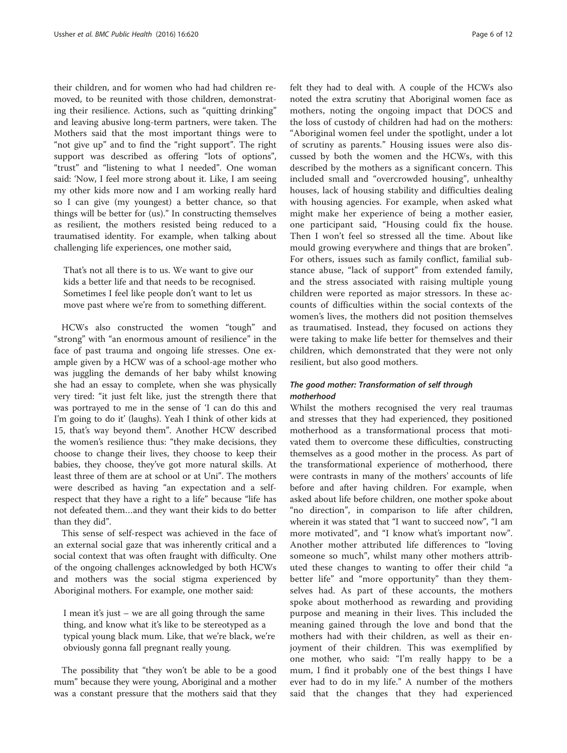their children, and for women who had had children removed, to be reunited with those children, demonstrating their resilience. Actions, such as "quitting drinking" and leaving abusive long-term partners, were taken. The Mothers said that the most important things were to "not give up" and to find the "right support". The right support was described as offering "lots of options", "trust" and "listening to what I needed". One woman said: 'Now, I feel more strong about it. Like, I am seeing my other kids more now and I am working really hard so I can give (my youngest) a better chance, so that things will be better for (us)." In constructing themselves as resilient, the mothers resisted being reduced to a traumatised identity. For example, when talking about challenging life experiences, one mother said,

> That's not all there is to us. We want to give our kids a better life and that needs to be recognised. Sometimes I feel like people don't want to let us move past where we're from to something different.

HCWs also constructed the women "tough" and "strong" with "an enormous amount of resilience" in the face of past trauma and ongoing life stresses. One example given by a HCW was of a school-age mother who was juggling the demands of her baby whilst knowing she had an essay to complete, when she was physically very tired: "it just felt like, just the strength there that was portrayed to me in the sense of 'I can do this and I'm going to do it' (laughs). Yeah I think of other kids at 15, that's way beyond them". Another HCW described the women's resilience thus: "they make decisions, they choose to change their lives, they choose to keep their babies, they choose, they've got more natural skills. At least three of them are at school or at Uni". The mothers were described as having "an expectation and a self-respect that they have a right to a life" because "life has not defeated them…and they want their kids to do better than they did".

This sense of self-respect was achieved in the face of an external social gaze that was inherently critical and a social context that was often fraught with difficulty. One of the ongoing challenges acknowledged by both HCWs and mothers was the social stigma experienced by Aboriginal mothers. For example, one mother said:

> I mean it's just – we are all going through the same thing, and know what it's like to be stereotyped as a typical young black mum. Like, that we're black, we're obviously gonna fall pregnant really young.

The possibility that "they won't be able to be a good mum" because they were young, Aboriginal and a mother was a constant pressure that the mothers said that they felt they had to deal with. A couple of the HCWs also noted the extra scrutiny that Aboriginal women face as mothers, noting the ongoing impact that DOCS and the loss of custody of children had had on the mothers: "Aboriginal women feel under the spotlight, under a lot of scrutiny as parents." Housing issues were also discussed by both the women and the HCWs, with this described by the mothers as a significant concern. This included small and "overcrowded housing", unhealthy houses, lack of housing stability and difficulties dealing with housing agencies. For example, when asked what might make her experience of being a mother easier, one participant said, "Housing could fix the house. Then I won't feel so stressed all the time. About like mould growing everywhere and things that are broken". For others, issues such as family conflict, familial substance abuse, "lack of support" from extended family, and the stress associated with raising multiple young children were reported as major stressors. In these accounts of difficulties within the social contexts of the women's lives, the mothers did not position themselves as traumatised. Instead, they focused on actions they were taking to make life better for themselves and their children, which demonstrated that they were not only resilient, but also good mothers.

#### *The good mother: Transformation of self through motherhood*

Whilst the mothers recognised the very real traumas and stresses that they had experienced, they positioned motherhood as a transformational process that motivated them to overcome these difficulties, constructing themselves as a good mother in the process. As part of the transformational experience of motherhood, there were contrasts in many of the mothers' accounts of life before and after having children. For example, when asked about life before children, one mother spoke about "no direction", in comparison to life after children, wherein it was stated that "I want to succeed now", "I am more motivated", and "I know what's important now". Another mother attributed life differences to "loving someone so much", whilst many other mothers attributed these changes to wanting to offer their child "a better life" and "more opportunity" than they themselves had. As part of these accounts, the mothers spoke about motherhood as rewarding and providing purpose and meaning in their lives. This included the meaning gained through the love and bond that the mothers had with their children, as well as their enjoyment of their children. This was exemplified by one mother, who said: "I'm really happy to be a mum, I find it probably one of the best things I have ever had to do in my life." A number of the mothers said that the changes that they had experienced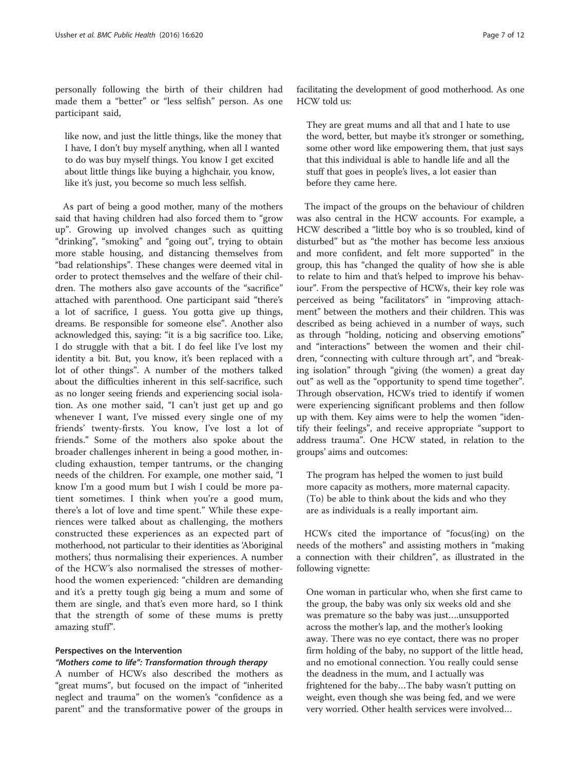personally following the birth of their children had made them a "better" or "less selfish" person. As one participant said,

> like now, and just the little things, like the money that I have, I don't buy myself anything, when all I wanted to do was buy myself things. You know I get excited about little things like buying a highchair, you know, like it's just, you become so much less selfish.

As part of being a good mother, many of the mothers said that having children had also forced them to "grow up". Growing up involved changes such as quitting "drinking", "smoking" and "going out", trying to obtain more stable housing, and distancing themselves from "bad relationships". These changes were deemed vital in order to protect themselves and the welfare of their children. The mothers also gave accounts of the "sacrifice" attached with parenthood. One participant said "there's a lot of sacrifice, I guess. You gotta give up things, dreams. Be responsible for someone else". Another also acknowledged this, saying: "it is a big sacrifice too. Like, I do struggle with that a bit. I do feel like I've lost my identity a bit. But, you know, it's been replaced with a lot of other things". A number of the mothers talked about the difficulties inherent in this self-sacrifice, such as no longer seeing friends and experiencing social isolation. As one mother said, "I can't just get up and go whenever I want, I've missed every single one of my friends' twenty-firsts. You know, I've lost a lot of friends." Some of the mothers also spoke about the broader challenges inherent in being a good mother, including exhaustion, temper tantrums, or the changing needs of the children. For example, one mother said, "I know I'm a good mum but I wish I could be more patient sometimes. I think when you're a good mum, there's a lot of love and time spent." While these experiences were talked about as challenging, the mothers constructed these experiences as an expected part of motherhood, not particular to their identities as 'Aboriginal mothers', thus normalising their experiences. A number of the HCW's also normalised the stresses of motherhood the women experienced: "children are demanding and it's a pretty tough gig being a mum and some of them are single, and that's even more hard, so I think that the strength of some of these mums is pretty amazing stuff".

### Perspectives on the Intervention

#### *"Mothers come to life": Transformation through therapy*

A number of HCWs also described the mothers as "great mums", but focused on the impact of "inherited neglect and trauma" on the women's "confidence as a parent" and the transformative power of the groups in facilitating the development of good motherhood. As one HCW told us:

> They are great mums and all that and I hate to use the word, better, but maybe it's stronger or something, some other word like empowering them, that just says that this individual is able to handle life and all the stuff that goes in people's lives, a lot easier than before they came here.

The impact of the groups on the behaviour of children was also central in the HCW accounts. For example, a HCW described a "little boy who is so troubled, kind of disturbed" but as "the mother has become less anxious and more confident, and felt more supported" in the group, this has "changed the quality of how she is able to relate to him and that's helped to improve his behaviour". From the perspective of HCWs, their key role was perceived as being "facilitators" in "improving attachment" between the mothers and their children. This was described as being achieved in a number of ways, such as through "holding, noticing and observing emotions" and "interactions" between the women and their children, "connecting with culture through art", and "breaking isolation" through "giving (the women) a great day out" as well as the "opportunity to spend time together". Through observation, HCWs tried to identify if women were experiencing significant problems and then follow up with them. Key aims were to help the women "identify their feelings", and receive appropriate "support to address trauma". One HCW stated, in relation to the groups' aims and outcomes:

> The program has helped the women to just build more capacity as mothers, more maternal capacity. (To) be able to think about the kids and who they are as individuals is a really important aim.

HCWs cited the importance of "focus(ing) on the needs of the mothers" and assisting mothers in "making a connection with their children", as illustrated in the following vignette:

> One woman in particular who, when she first came to the group, the baby was only six weeks old and she was premature so the baby was just....unsupported across the mother's lap, and the mother's looking away. There was no eye contact, there was no proper firm holding of the baby, no support of the little head, and no emotional connection. You really could sense the deadness in the mum, and I actually was frightened for the baby…The baby wasn't putting on weight, even though she was being fed, and we were very worried. Other health services were involved…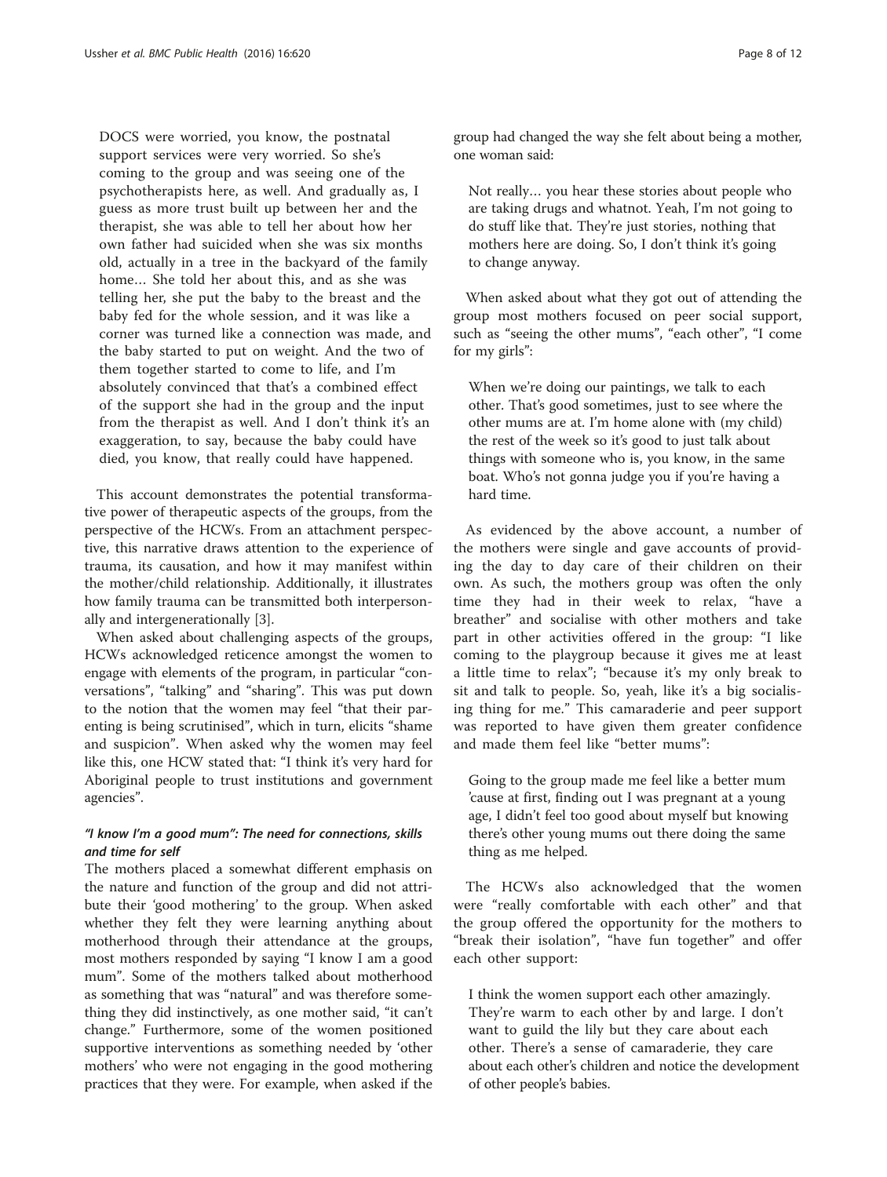> DOCS were worried, you know, the postnatal support services were very worried. So she's coming to the group and was seeing one of the psychotherapists here, as well. And gradually as, I guess as more trust built up between her and the therapist, she was able to tell her about how her own father had suicided when she was six months old, actually in a tree in the backyard of the family home… She told her about this, and as she was telling her, she put the baby to the breast and the baby fed for the whole session, and it was like a corner was turned like a connection was made, and the baby started to put on weight. And the two of them together started to come to life, and I'm absolutely convinced that that's a combined effect of the support she had in the group and the input from the therapist as well. And I don't think it's an exaggeration, to say, because the baby could have died, you know, that really could have happened.

This account demonstrates the potential transformative power of therapeutic aspects of the groups, from the perspective of the HCWs. From an attachment perspective, this narrative draws attention to the experience of trauma, its causation, and how it may manifest within the mother/child relationship. Additionally, it illustrates how family trauma can be transmitted both interpersonally and intergenerationally [3].

When asked about challenging aspects of the groups, HCWs acknowledged reticence amongst the women to engage with elements of the program, in particular "conversations", "talking" and "sharing". This was put down to the notion that the women may feel "that their parenting is being scrutinised", which in turn, elicits "shame and suspicion". When asked why the women may feel like this, one HCW stated that: "I think it's very hard for Aboriginal people to trust institutions and government agencies".

### *"I know I'm a good mum": The need for connections, skills and time for self*

The mothers placed a somewhat different emphasis on the nature and function of the group and did not attribute their 'good mothering' to the group. When asked whether they felt they were learning anything about motherhood through their attendance at the groups, most mothers responded by saying "I know I am a good mum". Some of the mothers talked about motherhood as something that was "natural" and was therefore something they did instinctively, as one mother said, "it can't change." Furthermore, some of the women positioned supportive interventions as something needed by 'other mothers' who were not engaging in the good mothering practices that they were. For example, when asked if the group had changed the way she felt about being a mother, one woman said:

> Not really… you hear these stories about people who are taking drugs and whatnot. Yeah, I'm not going to do stuff like that. They're just stories, nothing that mothers here are doing. So, I don't think it's going to change anyway.

When asked about what they got out of attending the group most mothers focused on peer social support, such as "seeing the other mums", "each other", "I come for my girls":

> When we're doing our paintings, we talk to each other. That's good sometimes, just to see where the other mums are at. I'm home alone with (my child) the rest of the week so it's good to just talk about things with someone who is, you know, in the same boat. Who's not gonna judge you if you're having a hard time.

As evidenced by the above account, a number of the mothers were single and gave accounts of providing the day to day care of their children on their own. As such, the mothers group was often the only time they had in their week to relax, "have a breather" and socialise with other mothers and take part in other activities offered in the group: "I like coming to the playgroup because it gives me at least a little time to relax"; "because it's my only break to sit and talk to people. So, yeah, like it's a big socialising thing for me." This camaraderie and peer support was reported to have given them greater confidence and made them feel like "better mums":

> Going to the group made me feel like a better mum 'cause at first, finding out I was pregnant at a young age, I didn't feel too good about myself but knowing there's other young mums out there doing the same thing as me helped.

The HCWs also acknowledged that the women were "really comfortable with each other" and that the group offered the opportunity for the mothers to "break their isolation", "have fun together" and offer each other support:

> I think the women support each other amazingly. They're warm to each other by and large. I don't want to guild the lily but they care about each other. There's a sense of camaraderie, they care about each other's children and notice the development of other people's babies.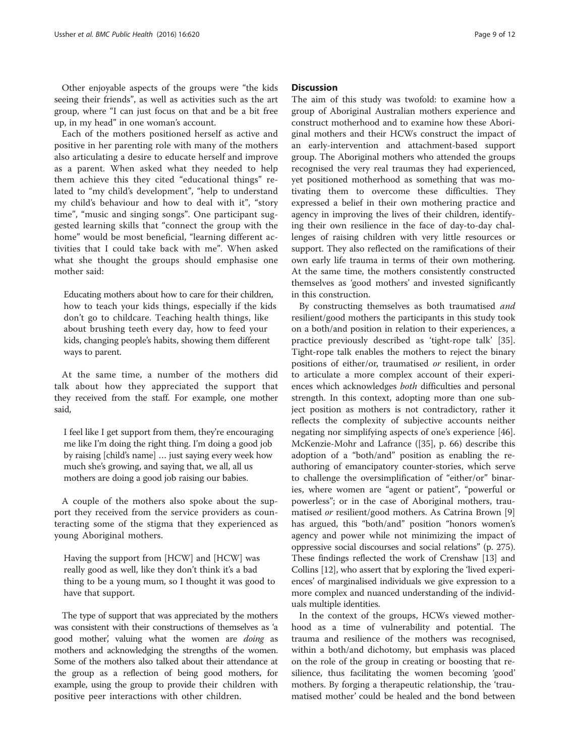Other enjoyable aspects of the groups were "the kids seeing their friends", as well as activities such as the art group, where "I can just focus on that and be a bit free up, in my head" in one woman's account.

Each of the mothers positioned herself as active and positive in her parenting role with many of the mothers also articulating a desire to educate herself and improve as a parent. When asked what they needed to help them achieve this they cited "educational things" related to "my child's development", "help to understand my child's behaviour and how to deal with it", "story time", "music and singing songs". One participant suggested learning skills that "connect the group with the home" would be most beneficial, "learning different activities that I could take back with me". When asked what she thought the groups should emphasise one mother said:

> Educating mothers about how to care for their children, how to teach your kids things, especially if the kids don't go to childcare. Teaching health things, like about brushing teeth every day, how to feed your kids, changing people's habits, showing them different ways to parent.

At the same time, a number of the mothers did talk about how they appreciated the support that they received from the staff. For example, one mother said,

> I feel like I get support from them, they're encouraging me like I'm doing the right thing. I'm doing a good job by raising [child's name] … just saying every week how much she's growing, and saying that, we all, all us mothers are doing a good job raising our babies.

A couple of the mothers also spoke about the support they received from the service providers as counteracting some of the stigma that they experienced as young Aboriginal mothers.

> Having the support from [HCW] and [HCW] was really good as well, like they don't think it's a bad thing to be a young mum, so I thought it was good to have that support.

The type of support that was appreciated by the mothers was consistent with their constructions of themselves as 'a good mother', valuing what the women are *doing* as mothers and acknowledging the strengths of the women. Some of the mothers also talked about their attendance at the group as a reflection of being good mothers, for example, using the group to provide their children with positive peer interactions with other children.

## Discussion

The aim of this study was twofold: to examine how a group of Aboriginal Australian mothers experience and construct motherhood and to examine how these Aboriginal mothers and their HCWs construct the impact of an early-intervention and attachment-based support group. The Aboriginal mothers who attended the groups recognised the very real traumas they had experienced, yet positioned motherhood as something that was motivating them to overcome these difficulties. They expressed a belief in their own mothering practice and agency in improving the lives of their children, identifying their own resilience in the face of day-to-day challenges of raising children with very little resources or support. They also reflected on the ramifications of their own early life trauma in terms of their own mothering. At the same time, the mothers consistently constructed themselves as 'good mothers' and invested significantly in this construction.

By constructing themselves as both traumatised *and* resilient/good mothers the participants in this study took on a both/and position in relation to their experiences, a practice previously described as 'tight-rope talk' [35]. Tight-rope talk enables the mothers to reject the binary positions of either/or, traumatised *or* resilient, in order to articulate a more complex account of their experiences which acknowledges *both* difficulties and personal strength. In this context, adopting more than one subject position as mothers is not contradictory, rather it reflects the complexity of subjective accounts neither negating nor simplifying aspects of one's experience [46]. McKenzie-Mohr and Lafrance ([35], p. 66) describe this adoption of a "both/and" position as enabling the re-authoring of emancipatory counter-stories, which serve to challenge the oversimplification of "either/or" binaries, where women are "agent or patient", "powerful or powerless"; or in the case of Aboriginal mothers, traumatised *or* resilient/good mothers. As Catrina Brown [9] has argued, this "both/and" position "honors women's agency and power while not minimizing the impact of oppressive social discourses and social relations" (p. 275). These findings reflected the work of Crenshaw [13] and Collins [12], who assert that by exploring the 'lived experiences' of marginalised individuals we give expression to a more complex and nuanced understanding of the individuals multiple identities.

In the context of the groups, HCWs viewed motherhood as a time of vulnerability and potential. The trauma and resilience of the mothers was recognised, within a both/and dichotomy, but emphasis was placed on the role of the group in creating or boosting that resilience, thus facilitating the women becoming 'good' mothers. By forging a therapeutic relationship, the 'traumatised mother' could be healed and the bond between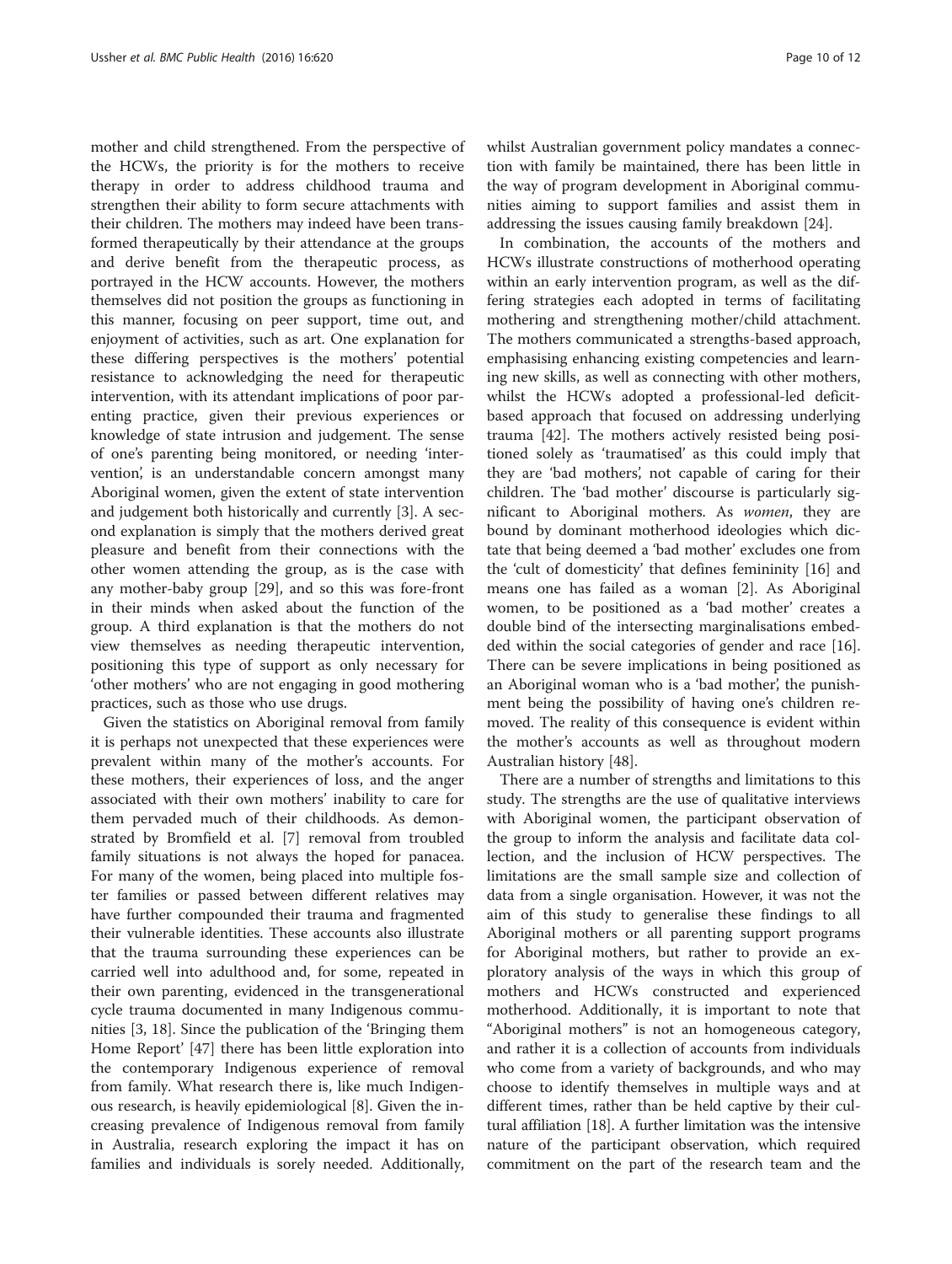mother and child strengthened. From the perspective of the HCWs, the priority is for the mothers to receive therapy in order to address childhood trauma and strengthen their ability to form secure attachments with their children. The mothers may indeed have been transformed therapeutically by their attendance at the groups and derive benefit from the therapeutic process, as portrayed in the HCW accounts. However, the mothers themselves did not position the groups as functioning in this manner, focusing on peer support, time out, and enjoyment of activities, such as art. One explanation for these differing perspectives is the mothers' potential resistance to acknowledging the need for therapeutic intervention, with its attendant implications of poor parenting practice, given their previous experiences or knowledge of state intrusion and judgement. The sense of one's parenting being monitored, or needing 'intervention', is an understandable concern amongst many Aboriginal women, given the extent of state intervention and judgement both historically and currently [3]. A second explanation is simply that the mothers derived great pleasure and benefit from their connections with the other women attending the group, as is the case with any mother-baby group [29], and so this was fore-front in their minds when asked about the function of the group. A third explanation is that the mothers do not view themselves as needing therapeutic intervention, positioning this type of support as only necessary for 'other mothers' who are not engaging in good mothering practices, such as those who use drugs.

Given the statistics on Aboriginal removal from family it is perhaps not unexpected that these experiences were prevalent within many of the mother's accounts. For these mothers, their experiences of loss, and the anger associated with their own mothers' inability to care for them pervaded much of their childhoods. As demonstrated by Bromfield et al. [7] removal from troubled family situations is not always the hoped for panacea. For many of the women, being placed into multiple foster families or passed between different relatives may have further compounded their trauma and fragmented their vulnerable identities. These accounts also illustrate that the trauma surrounding these experiences can be carried well into adulthood and, for some, repeated in their own parenting, evidenced in the transgenerational cycle trauma documented in many Indigenous communities [3, 18]. Since the publication of the 'Bringing them Home Report' [47] there has been little exploration into the contemporary Indigenous experience of removal from family. What research there is, like much Indigenous research, is heavily epidemiological [8]. Given the increasing prevalence of Indigenous removal from family in Australia, research exploring the impact it has on families and individuals is sorely needed. Additionally, whilst Australian government policy mandates a connection with family be maintained, there has been little in the way of program development in Aboriginal communities aiming to support families and assist them in addressing the issues causing family breakdown [24].

In combination, the accounts of the mothers and HCWs illustrate constructions of motherhood operating within an early intervention program, as well as the differing strategies each adopted in terms of facilitating mothering and strengthening mother/child attachment. The mothers communicated a strengths-based approach, emphasising enhancing existing competencies and learning new skills, as well as connecting with other mothers, whilst the HCWs adopted a professional-led deficit-based approach that focused on addressing underlying trauma [42]. The mothers actively resisted being positioned solely as 'traumatised' as this could imply that they are 'bad mothers', not capable of caring for their children. The 'bad mother' discourse is particularly significant to Aboriginal mothers. As *women*, they are bound by dominant motherhood ideologies which dictate that being deemed a 'bad mother' excludes one from the 'cult of domesticity' that defines femininity [16] and means one has failed as a woman [2]. As Aboriginal women, to be positioned as a 'bad mother' creates a double bind of the intersecting marginalisations embedded within the social categories of gender and race [16]. There can be severe implications in being positioned as an Aboriginal woman who is a 'bad mother', the punishment being the possibility of having one's children removed. The reality of this consequence is evident within the mother's accounts as well as throughout modern Australian history [48].

There are a number of strengths and limitations to this study. The strengths are the use of qualitative interviews with Aboriginal women, the participant observation of the group to inform the analysis and facilitate data collection, and the inclusion of HCW perspectives. The limitations are the small sample size and collection of data from a single organisation. However, it was not the aim of this study to generalise these findings to all Aboriginal mothers or all parenting support programs for Aboriginal mothers, but rather to provide an exploratory analysis of the ways in which this group of mothers and HCWs constructed and experienced motherhood. Additionally, it is important to note that "Aboriginal mothers" is not an homogeneous category, and rather it is a collection of accounts from individuals who come from a variety of backgrounds, and who may choose to identify themselves in multiple ways and at different times, rather than be held captive by their cultural affiliation [18]. A further limitation was the intensive nature of the participant observation, which required commitment on the part of the research team and the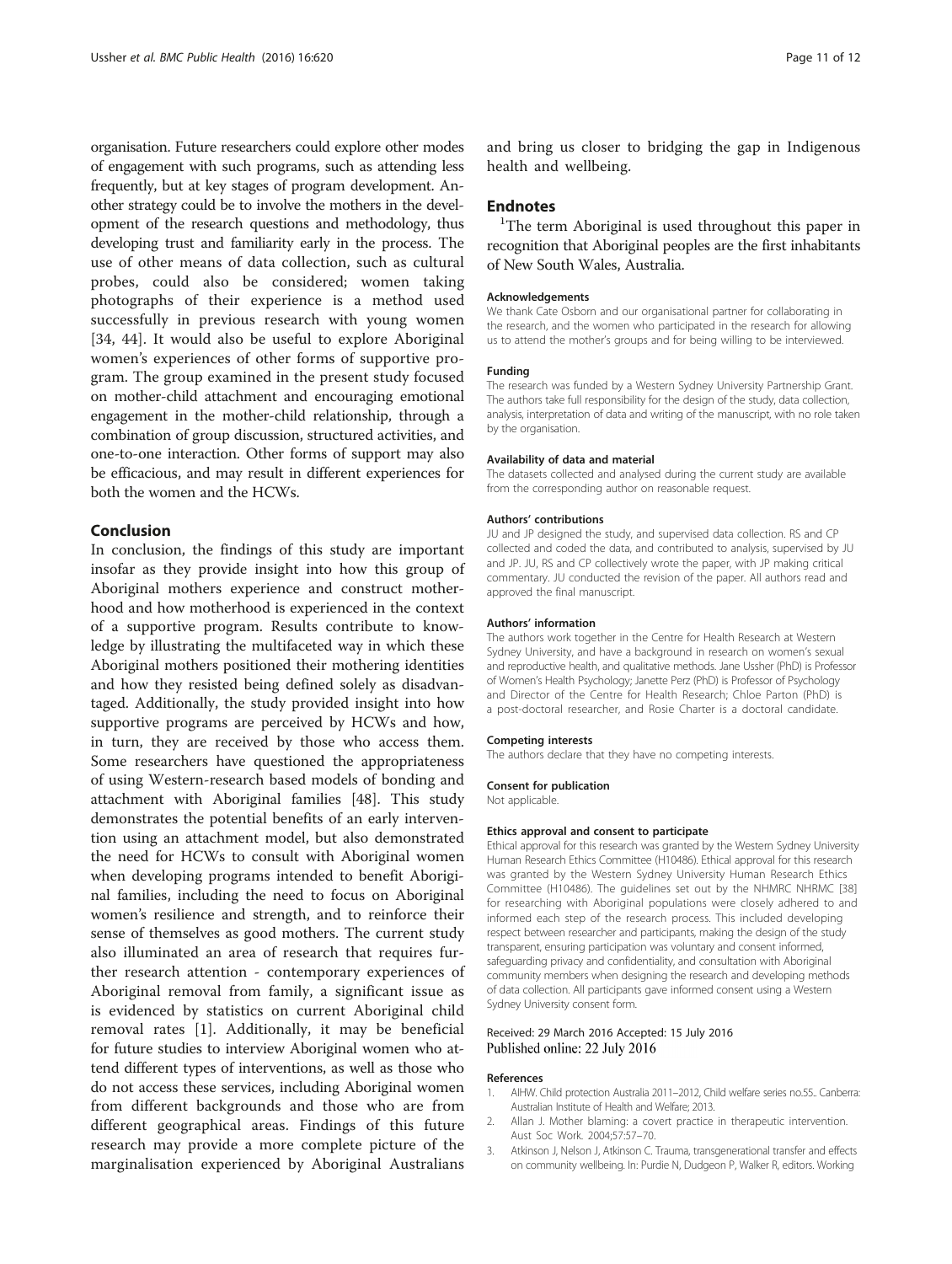organisation. Future researchers could explore other modes of engagement with such programs, such as attending less frequently, but at key stages of program development. Another strategy could be to involve the mothers in the development of the research questions and methodology, thus developing trust and familiarity early in the process. The use of other means of data collection, such as cultural probes, could also be considered; women taking photographs of their experience is a method used successfully in previous research with young women [34, 44]. It would also be useful to explore Aboriginal women's experiences of other forms of supportive program. The group examined in the present study focused on mother-child attachment and encouraging emotional engagement in the mother-child relationship, through a combination of group discussion, structured activities, and one-to-one interaction. Other forms of support may also be efficacious, and may result in different experiences for both the women and the HCWs.

## Conclusion

In conclusion, the findings of this study are important insofar as they provide insight into how this group of Aboriginal mothers experience and construct motherhood and how motherhood is experienced in the context of a supportive program. Results contribute to knowledge by illustrating the multifaceted way in which these Aboriginal mothers positioned their mothering identities and how they resisted being defined solely as disadvantaged. Additionally, the study provided insight into how supportive programs are perceived by HCWs and how, in turn, they are received by those who access them. Some researchers have questioned the appropriateness of using Western-research based models of bonding and attachment with Aboriginal families [48]. This study demonstrates the potential benefits of an early intervention using an attachment model, but also demonstrated the need for HCWs to consult with Aboriginal women when developing programs intended to benefit Aboriginal families, including the need to focus on Aboriginal women's resilience and strength, and to reinforce their sense of themselves as good mothers. The current study also illuminated an area of research that requires further research attention - contemporary experiences of Aboriginal removal from family, a significant issue as is evidenced by statistics on current Aboriginal child removal rates [1]. Additionally, it may be beneficial for future studies to interview Aboriginal women who attend different types of interventions, as well as those who do not access these services, including Aboriginal women from different backgrounds and those who are from different geographical areas. Findings of this future research may provide a more complete picture of the marginalisation experienced by Aboriginal Australians and bring us closer to bridging the gap in Indigenous health and wellbeing.

## Endnotes

[1]The term Aboriginal is used throughout this paper in recognition that Aboriginal peoples are the first inhabitants of New South Wales, Australia.

#### Acknowledgements

We thank Cate Osborn and our organisational partner for collaborating in the research, and the women who participated in the research for allowing us to attend the mother's groups and for being willing to be interviewed.

#### Funding

The research was funded by a Western Sydney University Partnership Grant. The authors take full responsibility for the design of the study, data collection, analysis, interpretation of data and writing of the manuscript, with no role taken by the organisation.

#### Availability of data and material

The datasets collected and analysed during the current study are available from the corresponding author on reasonable request.

#### Authors' contributions

JU and JP designed the study, and supervised data collection. RS and CP collected and coded the data, and contributed to analysis, supervised by JU and JP. JU, RS and CP collectively wrote the paper, with JP making critical commentary. JU conducted the revision of the paper. All authors read and approved the final manuscript.

#### Authors' information

The authors work together in the Centre for Health Research at Western Sydney University, and have a background in research on women's sexual and reproductive health, and qualitative methods. Jane Ussher (PhD) is Professor of Women's Health Psychology; Janette Perz (PhD) is Professor of Psychology and Director of the Centre for Health Research; Chloe Parton (PhD) is a post-doctoral researcher, and Rosie Charter is a doctoral candidate.

#### Competing interests

The authors declare that they have no competing interests.

#### Consent for publication

Not applicable.

#### Ethics approval and consent to participate

Ethical approval for this research was granted by the Western Sydney University Human Research Ethics Committee (H10486). Ethical approval for this research was granted by the Western Sydney University Human Research Ethics Committee (H10486). The guidelines set out by the NHMRC NHRMC [38] for researching with Aboriginal populations were closely adhered to and informed each step of the research process. This included developing respect between researcher and participants, making the design of the study transparent, ensuring participation was voluntary and consent informed, safeguarding privacy and confidentiality, and consultation with Aboriginal community members when designing the research and developing methods of data collection. All participants gave informed consent using a Western Sydney University consent form.

Received: 29 March 2016 Accepted: 15 July 2016
Published online: 22 July 2016

#### References

1. AIHW. Child protection Australia 2011–2012, Child welfare series no.55.. Canberra: Australian Institute of Health and Welfare; 2013.
2. Allan J. Mother blaming: a covert practice in therapeutic intervention. Aust Soc Work. 2004;57:57–70.
3. Atkinson J, Nelson J, Atkinson C. Trauma, transgenerational transfer and effects on community wellbeing. In: Purdie N, Dudgeon P, Walker R, editors. Working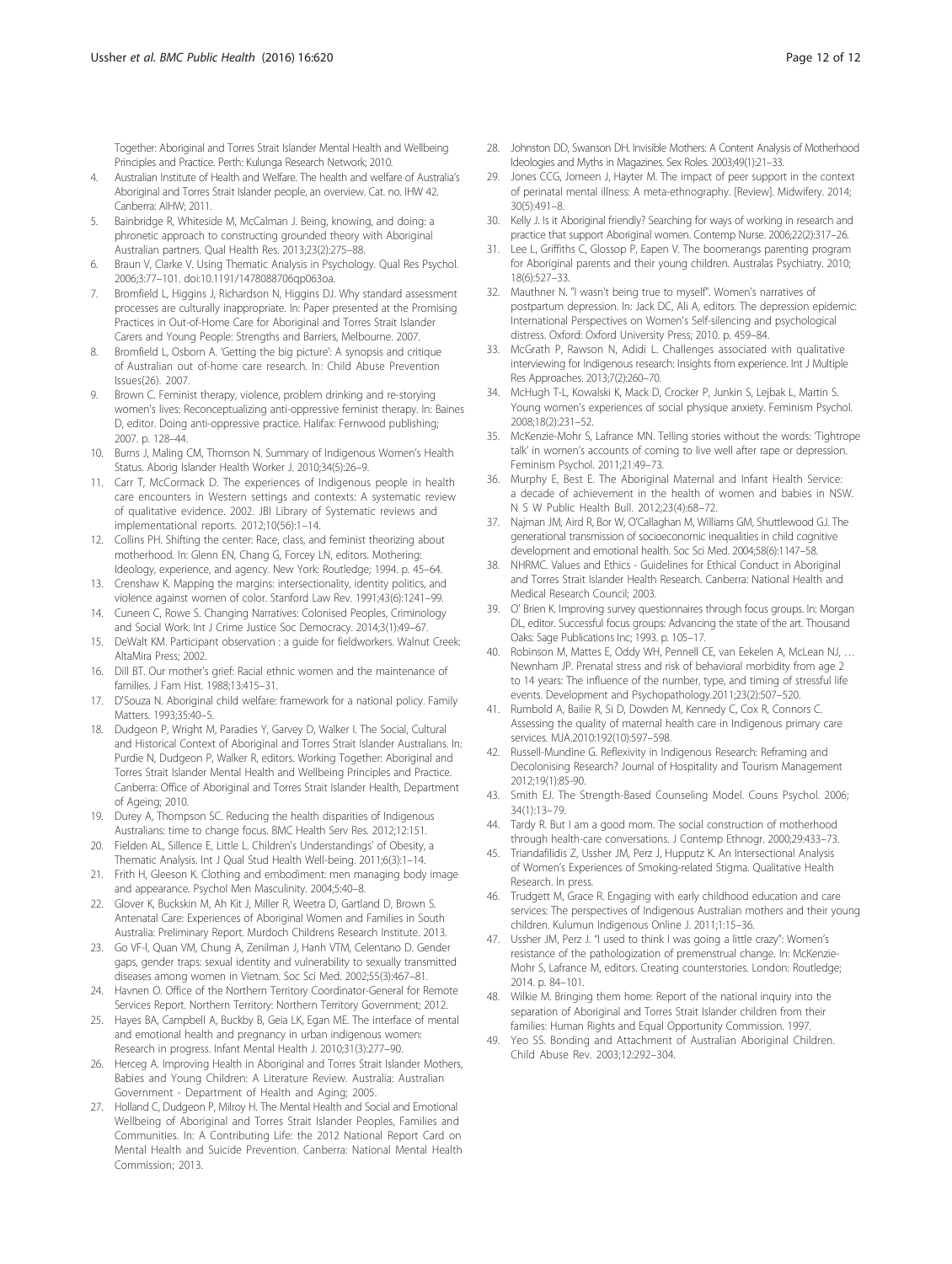Together: Aboriginal and Torres Strait Islander Mental Health and Wellbeing Principles and Practice. Perth: Kulunga Research Network; 2010.

4. Australian Institute of Health and Welfare. The health and welfare of Australia's Aboriginal and Torres Strait Islander people, an overview. Cat. no. IHW 42. Canberra: AIHW; 2011.
5. Bainbridge R, Whiteside M, McCalman J. Being, knowing, and doing: a phronetic approach to constructing grounded theory with Aboriginal Australian partners. Qual Health Res. 2013;23(2):275–88.
6. Braun V, Clarke V. Using Thematic Analysis in Psychology. Qual Res Psychol. 2006;3:77–101. doi:10.1191/1478088706qp063oa.
7. Bromfield L, Higgins J, Richardson N, Higgins DJ. Why standard assessment processes are culturally inappropriate. In: Paper presented at the Promising Practices in Out-of-Home Care for Aboriginal and Torres Strait Islander Carers and Young People: Strengths and Barriers, Melbourne. 2007.
8. Bromfield L, Osborn A. 'Getting the big picture': A synopsis and critique of Australian out of-home care research. In: Child Abuse Prevention Issues(26). 2007.
9. Brown C. Feminist therapy, violence, problem drinking and re-storying women's lives: Reconceptualizing anti-oppressive feminist therapy. In: Baines D, editor. Doing anti-oppressive practice. Halifax: Fernwood publishing; 2007. p. 128–44.
10. Burns J, Maling CM, Thomson N. Summary of Indigenous Women's Health Status. Aborig Islander Health Worker J. 2010;34(5):26–9.
11. Carr T, McCormack D. The experiences of Indigenous people in health care encounters in Western settings and contexts: A systematic review of qualitative evidence. 2002. JBI Library of Systematic reviews and implementational reports. 2012;10(56):1–14.
12. Collins PH. Shifting the center: Race, class, and feminist theorizing about motherhood. In: Glenn EN, Chang G, Forcey LN, editors. Mothering: Ideology, experience, and agency. New York: Routledge; 1994. p. 45–64.
13. Crenshaw K. Mapping the margins: intersectionality, identity politics, and violence against women of color. Stanford Law Rev. 1991;43(6):1241–99.
14. Cuneen C, Rowe S. Changing Narratives: Colonised Peoples, Criminology and Social Work. Int J Crime Justice Soc Democracy. 2014;3(1):49–67.
15. DeWalt KM. Participant observation : a guide for fieldworkers. Walnut Creek: AltaMira Press; 2002.
16. Dill BT. Our mother's grief: Racial ethnic women and the maintenance of families. J Fam Hist. 1988;13:415–31.
17. D'Souza N. Aboriginal child welfare: framework for a national policy. Family Matters. 1993;35:40–5.
18. Dudgeon P, Wright M, Paradies Y, Garvey D, Walker I. The Social, Cultural and Historical Context of Aboriginal and Torres Strait Islander Australians. In: Purdie N, Dudgeon P, Walker R, editors. Working Together: Aboriginal and Torres Strait Islander Mental Health and Wellbeing Principles and Practice. Canberra: Office of Aboriginal and Torres Strait Islander Health, Department of Ageing; 2010.
19. Durey A, Thompson SC. Reducing the health disparities of Indigenous Australians: time to change focus. BMC Health Serv Res. 2012;12:151.
20. Fielden AL, Sillence E, Little L. Children's Understandings' of Obesity, a Thematic Analysis. Int J Qual Stud Health Well-being. 2011;6(3):1–14.
21. Frith H, Gleeson K. Clothing and embodiment: men managing body image and appearance. Psychol Men Masculinity. 2004;5:40–8.
22. Glover K, Buckskin M, Ah Kit J, Miller R, Weetra D, Gartland D, Brown S. Antenatal Care: Experiences of Aboriginal Women and Families in South Australia: Preliminary Report. Murdoch Childrens Research Institute. 2013.
23. Go VF-l, Quan VM, Chung A, Zenilman J, Hanh VTM, Celentano D. Gender gaps, gender traps: sexual identity and vulnerability to sexually transmitted diseases among women in Vietnam. Soc Sci Med. 2002;55(3):467–81.
24. Havnen O. Office of the Northern Territory Coordinator-General for Remote Services Report. Northern Territory: Northern Territory Government; 2012.
25. Hayes BA, Campbell A, Buckby B, Geia LK, Egan ME. The interface of mental and emotional health and pregnancy in urban indigenous women: Research in progress. Infant Mental Health J. 2010;31(3):277–90.
26. Herceg A. Improving Health in Aboriginal and Torres Strait Islander Mothers, Babies and Young Children: A Literature Review. Australia: Australian Government - Department of Health and Aging; 2005.
27. Holland C, Dudgeon P, Milroy H. The Mental Health and Social and Emotional Wellbeing of Aboriginal and Torres Strait Islander Peoples, Families and Communities. In: A Contributing Life: the 2012 National Report Card on Mental Health and Suicide Prevention. Canberra: National Mental Health Commission; 2013.
28. Johnston DD, Swanson DH. Invisible Mothers: A Content Analysis of Motherhood Ideologies and Myths in Magazines. Sex Roles. 2003;49(1):21–33.
29. Jones CCG, Jomeen J, Hayter M. The impact of peer support in the context of perinatal mental illness: A meta-ethnography. [Review]. Midwifery. 2014; 30(5):491–8.
30. Kelly J. Is it Aboriginal friendly? Searching for ways of working in research and practice that support Aboriginal women. Contemp Nurse. 2006;22(2):317–26.
31. Lee L, Griffiths C, Glossop P, Eapen V. The boomerangs parenting program for Aboriginal parents and their young children. Australas Psychiatry. 2010; 18(6):527–33.
32. Mauthner N. "I wasn't being true to myself". Women's narratives of postpartum depression. In: Jack DC, Ali A, editors. The depression epidemic: International Perspectives on Women's Self-silencing and psychological distress. Oxford: Oxford University Press; 2010. p. 459–84.
33. McGrath P, Rawson N, Adidi L. Challenges associated with qualitative interviewing for Indigenous research: Insights from experience. Int J Multiple Res Approaches. 2013;7(2):260–70.
34. McHugh T-L, Kowalski K, Mack D, Crocker P, Junkin S, Lejbak L, Martin S. Young women's experiences of social physique anxiety. Feminism Psychol. 2008;18(2):231–52.
35. McKenzie-Mohr S, Lafrance MN. Telling stories without the words: 'Tightrope talk' in women's accounts of coming to live well after rape or depression. Feminism Psychol. 2011;21:49–73.
36. Murphy E, Best E. The Aboriginal Maternal and Infant Health Service: a decade of achievement in the health of women and babies in NSW. N S W Public Health Bull. 2012;23(4):68–72.
37. Najman JM, Aird R, Bor W, O'Callaghan M, Williams GM, Shuttlewood GJ. The generational transmission of socioeconomic inequalities in child cognitive development and emotional health. Soc Sci Med. 2004;58(6):1147–58.
38. NHRMC. Values and Ethics - Guidelines for Ethical Conduct in Aboriginal and Torres Strait Islander Health Research. Canberra: National Health and Medical Research Council; 2003.
39. O' Brien K. Improving survey questionnaires through focus groups. In: Morgan DL, editor. Successful focus groups: Advancing the state of the art. Thousand Oaks: Sage Publications Inc; 1993. p. 105–17.
40. Robinson M, Mattes E, Oddy WH, Pennell CE, van Eekelen A, McLean NJ, … Newnham JP. Prenatal stress and risk of behavioral morbidity from age 2 to 14 years: The influence of the number, type, and timing of stressful life events. Development and Psychopathology.2011;23(2):507–520.
41. Rumbold A, Bailie R, Si D, Dowden M, Kennedy C, Cox R, Connors C. Assessing the quality of maternal health care in Indigenous primary care services. MJA.2010:192(10):597–598.
42. Russell-Mundine G. Reflexivity in Indigenous Research: Reframing and Decolonising Research? Journal of Hospitality and Tourism Management 2012;19(1):85-90.
43. Smith EJ. The Strength-Based Counseling Model. Couns Psychol. 2006; 34(1):13–79.
44. Tardy R. But I am a good mom. The social construction of motherhood through health-care conversations. J Contemp Ethnogr. 2000;29:433–73.
45. Triandafilidis Z, Ussher JM, Perz J, Hupputz K. An Intersectional Analysis of Women's Experiences of Smoking-related Stigma. Qualitative Health Research. In press.
46. Trudgett M, Grace R. Engaging with early childhood education and care services: The perspectives of Indigenous Australian mothers and their young children. Kulumun Indigenous Online J. 2011;1:15–36.
47. Ussher JM, Perz J. "I used to think I was going a little crazy": Women's resistance of the pathologization of premenstrual change. In: McKenzie-Mohr S, Lafrance M, editors. Creating counterstories. London: Routledge; 2014. p. 84–101.
48. Wilkie M. Bringing them home: Report of the national inquiry into the separation of Aboriginal and Torres Strait Islander children from their families: Human Rights and Equal Opportunity Commission. 1997.
49. Yeo SS. Bonding and Attachment of Australian Aboriginal Children. Child Abuse Rev. 2003;12:292–304.